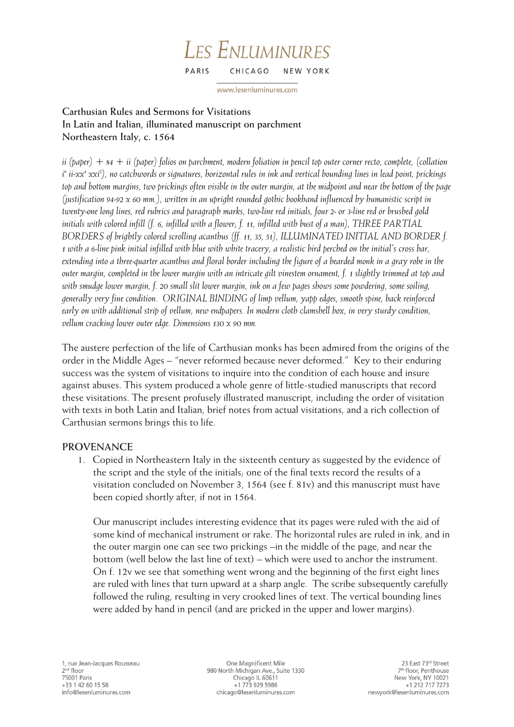# LES ENLUMINURES

PARIS CHICAGO NEW YORK

www.lesenluminures.com

**Carthusian Rules and Sermons for Visitations**
**In Latin and Italian, illuminated manuscript on parchment**
**Northeastern Italy, c. 1564**

*ii (paper) + 84 + ii (paper) folios on parchment, modern foliation in pencil top outer corner recto, complete, (collation i[6] ii-xx[4] xxi[2]), no catchwords or signatures, horizontal rules in ink and vertical bounding lines in lead point, prickings top and bottom margins, two prickings often visible in the outer margin, at the midpoint and near the bottom of the page (justification 94-92 x 60 mm.), written in an upright rounded gothic bookhand influenced by humanistic script in twenty-one long lines, red rubrics and paragraph marks, two-line red initials, four 2- or 3-line red or brushed gold initials with colored infill (f. 6, infilled with a flower; f. 11, infilled with bust of a man), THREE PARTIAL BORDERS of brightly colored scrolling acanthus (ff. 11, 35, 51), ILLUMINATED INITIAL AND BORDER f. 1 with a 6-line pink initial infilled with blue with white tracery, a realistic bird perched on the initial's cross bar, extending into a three-quarter acanthus and floral border including the figure of a bearded monk in a gray robe in the outer margin, completed in the lower margin with an intricate gilt vinestem ornament, f. 1 slightly trimmed at top and with smudge lower margin, f. 20 small slit lower margin, ink on a few pages shows some powdering, some soiling, generally very fine condition. ORIGINAL BINDING of limp vellum, yapp edges, smooth spine, back reinforced early on with additional strip of vellum, new endpapers. In modern cloth clamshell box, in very sturdy condition, vellum cracking lower outer edge. Dimensions 130 x 90 mm.*

The austere perfection of the life of Carthusian monks has been admired from the origins of the order in the Middle Ages – "never reformed because never deformed." Key to their enduring success was the system of visitations to inquire into the condition of each house and insure against abuses. This system produced a whole genre of little-studied manuscripts that record these visitations. The present profusely illustrated manuscript, including the order of visitation with texts in both Latin and Italian, brief notes from actual visitations, and a rich collection of Carthusian sermons brings this to life.

## PROVENANCE

1. Copied in Northeastern Italy in the sixteenth century as suggested by the evidence of the script and the style of the initials; one of the final texts record the results of a visitation concluded on November 3, 1564 (see f. 81v) and this manuscript must have been copied shortly after, if not in 1564.

   Our manuscript includes interesting evidence that its pages were ruled with the aid of some kind of mechanical instrument or rake. The horizontal rules are ruled in ink, and in the outer margin one can see two prickings –in the middle of the page, and near the bottom (well below the last line of text) – which were used to anchor the instrument. On f. 12v we see that something went wrong and the beginning of the first eight lines are ruled with lines that turn upward at a sharp angle. The scribe subsequently carefully followed the ruling, resulting in very crooked lines of text. The vertical bounding lines were added by hand in pencil (and are pricked in the upper and lower margins).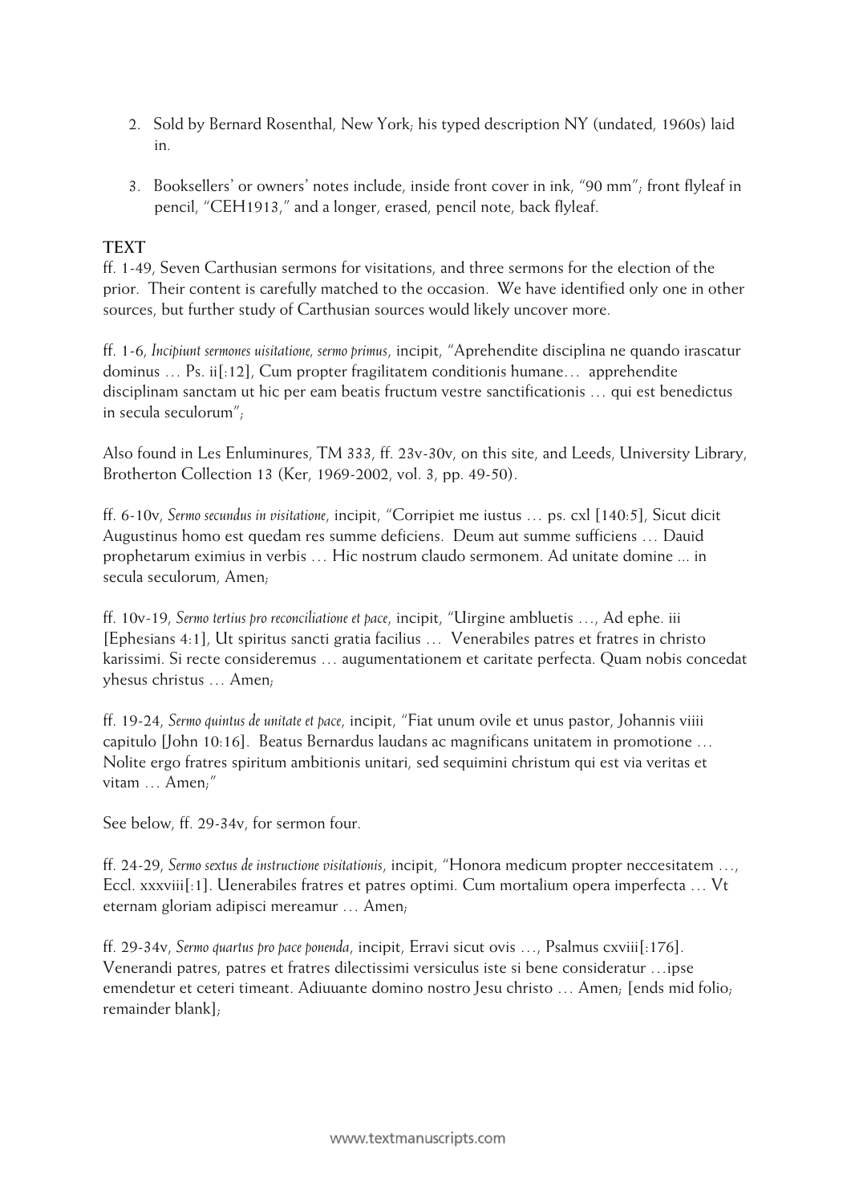2. Sold by Bernard Rosenthal, New York; his typed description NY (undated, 1960s) laid in.

3. Booksellers' or owners' notes include, inside front cover in ink, "90 mm"; front flyleaf in pencil, "CEH1913," and a longer, erased, pencil note, back flyleaf.

**TEXT**

ff. 1-49, Seven Carthusian sermons for visitations, and three sermons for the election of the prior. Their content is carefully matched to the occasion. We have identified only one in other sources, but further study of Carthusian sources would likely uncover more.

ff. 1-6, *Incipiunt sermones uisitatione, sermo primus*, incipit, "Aprehendite disciplina ne quando irascatur dominus … Ps. ii[:12], Cum propter fragilitatem conditionis humane… apprehendite disciplinam sanctam ut hic per eam beatis fructum vestre sanctificationis … qui est benedictus in secula seculorum";

Also found in Les Enluminures, TM 333, ff. 23v-30v, on this site, and Leeds, University Library, Brotherton Collection 13 (Ker, 1969-2002, vol. 3, pp. 49-50).

ff. 6-10v, *Sermo secundus in visitatione*, incipit, "Corripiet me iustus … ps. cxl [140:5], Sicut dicit Augustinus homo est quedam res summe deficiens. Deum aut summe sufficiens … Dauid prophetarum eximius in verbis … Hic nostrum claudo sermonem. Ad unitate domine ... in secula seculorum, Amen;

ff. 10v-19, *Sermo tertius pro reconciliatione et pace*, incipit, "Uirgine ambluetis …, Ad ephe. iii [Ephesians 4:1], Ut spiritus sancti gratia facilius … Venerabiles patres et fratres in christo karissimi. Si recte consideremus … augumentationem et caritate perfecta. Quam nobis concedat yhesus christus … Amen;

ff. 19-24, *Sermo quintus de unitate et pace*, incipit, "Fiat unum ovile et unus pastor, Johannis viiii capitulo [John 10:16]. Beatus Bernardus laudans ac magnificans unitatem in promotione … Nolite ergo fratres spiritum ambitionis unitari, sed sequimini christum qui est via veritas et vitam … Amen;"

See below, ff. 29-34v, for sermon four.

ff. 24-29, *Sermo sextus de instructione visitationis*, incipit, "Honora medicum propter neccesitatem …, Eccl. xxxviii[:1]. Uenerabiles fratres et patres optimi. Cum mortalium opera imperfecta … Vt eternam gloriam adipisci mereamur … Amen;

ff. 29-34v, *Sermo quartus pro pace ponenda*, incipit, Erravi sicut ovis …, Psalmus cxviii[:176]. Venerandi patres, patres et fratres dilectissimi versiculus iste si bene consideratur …ipse emendetur et ceteri timeant. Adiuuante domino nostro Jesu christo … Amen; [ends mid folio; remainder blank];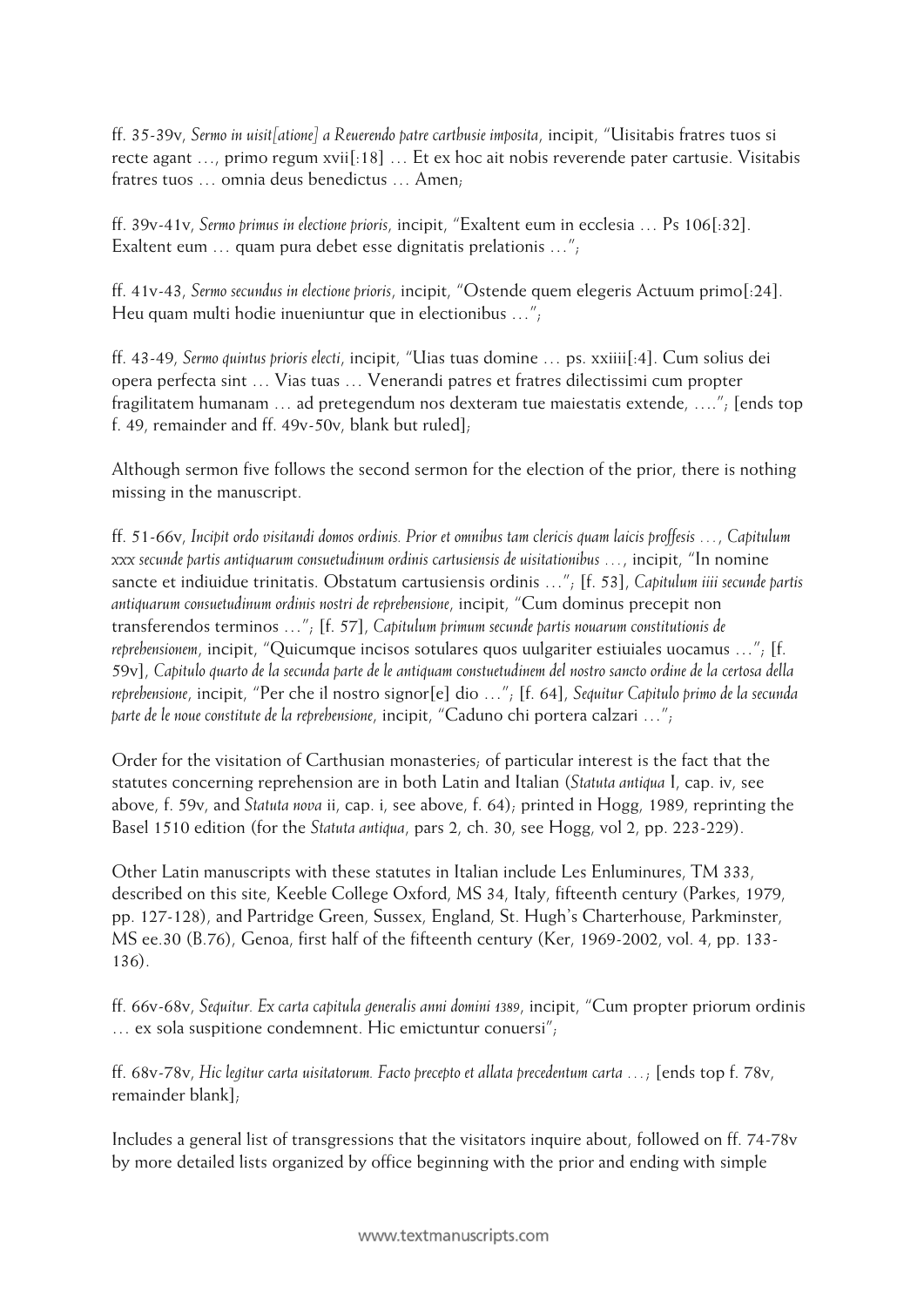ff. 35-39v, *Sermo in uisit[atione] a Reuerendo patre carthusie imposita*, incipit, "Uisitabis fratres tuos si recte agant …, primo regum xvii[:18] … Et ex hoc ait nobis reverende pater cartusie. Visitabis fratres tuos … omnia deus benedictus … Amen;

ff. 39v-41v, *Sermo primus in electione prioris*, incipit, "Exaltent eum in ecclesia … Ps 106[:32]. Exaltent eum … quam pura debet esse dignitatis prelationis …";

ff. 41v-43, *Sermo secundus in electione prioris*, incipit, "Ostende quem elegeris Actuum primo[:24]. Heu quam multi hodie inueniuntur que in electionibus …";

ff. 43-49, *Sermo quintus prioris electi*, incipit, "Uias tuas domine … ps. xxiiii[:4]. Cum solius dei opera perfecta sint … Vias tuas … Venerandi patres et fratres dilectissimi cum propter fragilitatem humanam … ad pretegendum nos dexteram tue maiestatis extende, ….", [ends top f. 49, remainder and ff. 49v-50v, blank but ruled];

Although sermon five follows the second sermon for the election of the prior, there is nothing missing in the manuscript.

ff. 51-66v, *Incipit ordo visitandi domos ordinis. Prior et omnibus tam clericis quam laicis proffesis …, Capitulum xxx secunde partis antiquarum consuetudinum ordinis cartusiensis de uisitationibus …*, incipit, "In nomine sancte et indiuidue trinitatis. Obstatum cartusiensis ordinis …"; [f. 53], *Capitulum iiii secunde partis antiquarum consuetudinum ordinis nostri de reprehensione*, incipit, "Cum dominus precepit non transferendos terminos …"; [f. 57], *Capitulum primum secunde partis nouarum constitutionis de reprehensionem*, incipit, "Quicumque incisos sotulares quos uulgariter estiuiales uocamus …"; [f. 59v], *Capitulo quarto de la secunda parte de le antiquam constuetudinem del nostro sancto ordine de la certosa della reprehensione*, incipit, "Per che il nostro signor[e] dio …"; [f. 64], *Sequitur Capitulo primo de la secunda parte de le noue constitute de la reprehensione*, incipit, "Caduno chi portera calzari …";

Order for the visitation of Carthusian monasteries; of particular interest is the fact that the statutes concerning reprehension are in both Latin and Italian (*Statuta antiqua* I, cap. iv, see above, f. 59v, and *Statuta nova* ii, cap. i, see above, f. 64); printed in Hogg, 1989, reprinting the Basel 1510 edition (for the *Statuta antiqua*, pars 2, ch. 30, see Hogg, vol 2, pp. 223-229).

Other Latin manuscripts with these statutes in Italian include Les Enluminures, TM 333, described on this site, Keeble College Oxford, MS 34, Italy, fifteenth century (Parkes, 1979, pp. 127-128), and Partridge Green, Sussex, England, St. Hugh's Charterhouse, Parkminster, MS ee.30 (B.76), Genoa, first half of the fifteenth century (Ker, 1969-2002, vol. 4, pp. 133-136).

ff. 66v-68v, *Sequitur. Ex carta capitula generalis anni domini 1389*, incipit, "Cum propter priorum ordinis … ex sola suspitione condemnent. Hic emictuntur conuersi";

ff. 68v-78v, *Hic legitur carta uisitatorum. Facto precepto et allata precedentum carta …*; [ends top f. 78v, remainder blank];

Includes a general list of transgressions that the visitators inquire about, followed on ff. 74-78v by more detailed lists organized by office beginning with the prior and ending with simple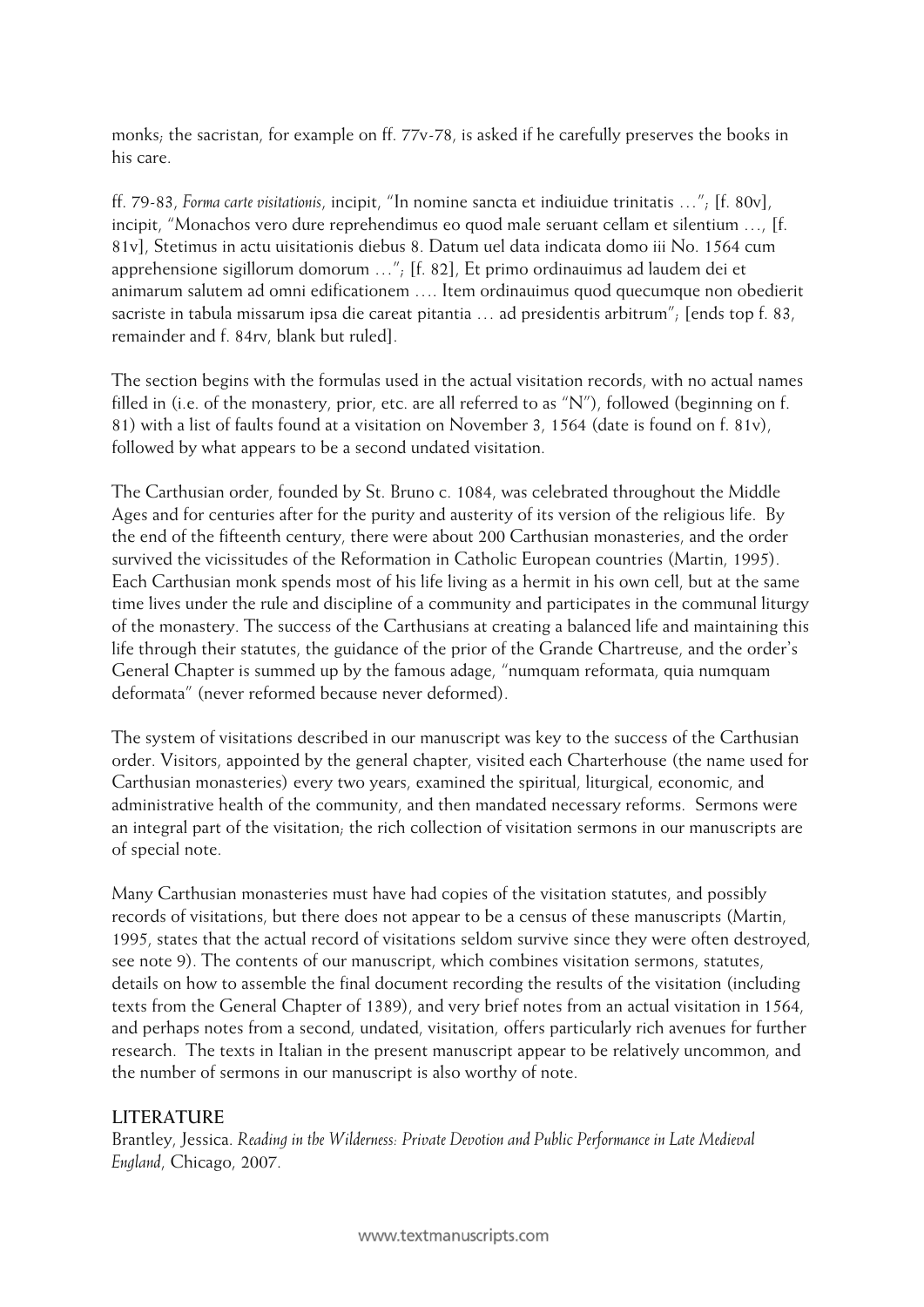monks; the sacristan, for example on ff. 77v-78, is asked if he carefully preserves the books in his care.

ff. 79-83, *Forma carte visitationis*, incipit, "In nomine sancta et indiuidue trinitatis …"; [f. 80v], incipit, "Monachos vero dure reprehendimus eo quod male seruant cellam et silentium …, [f. 81v], Stetimus in actu uisitationis diebus 8. Datum uel data indicata domo iii No. 1564 cum apprehensione sigillorum domorum …"; [f. 82], Et primo ordinauimus ad laudem dei et animarum salutem ad omni edificationem …. Item ordinauimus quod quecumque non obedierit sacriste in tabula missarum ipsa die careat pitantia … ad presidentis arbitrum"; [ends top f. 83, remainder and f. 84rv, blank but ruled].

The section begins with the formulas used in the actual visitation records, with no actual names filled in (i.e. of the monastery, prior, etc. are all referred to as "N"), followed (beginning on f. 81) with a list of faults found at a visitation on November 3, 1564 (date is found on f. 81v), followed by what appears to be a second undated visitation.

The Carthusian order, founded by St. Bruno c. 1084, was celebrated throughout the Middle Ages and for centuries after for the purity and austerity of its version of the religious life. By the end of the fifteenth century, there were about 200 Carthusian monasteries, and the order survived the vicissitudes of the Reformation in Catholic European countries (Martin, 1995). Each Carthusian monk spends most of his life living as a hermit in his own cell, but at the same time lives under the rule and discipline of a community and participates in the communal liturgy of the monastery. The success of the Carthusians at creating a balanced life and maintaining this life through their statutes, the guidance of the prior of the Grande Chartreuse, and the order's General Chapter is summed up by the famous adage, "numquam reformata, quia numquam deformata" (never reformed because never deformed).

The system of visitations described in our manuscript was key to the success of the Carthusian order. Visitors, appointed by the general chapter, visited each Charterhouse (the name used for Carthusian monasteries) every two years, examined the spiritual, liturgical, economic, and administrative health of the community, and then mandated necessary reforms. Sermons were an integral part of the visitation; the rich collection of visitation sermons in our manuscripts are of special note.

Many Carthusian monasteries must have had copies of the visitation statutes, and possibly records of visitations, but there does not appear to be a census of these manuscripts (Martin, 1995, states that the actual record of visitations seldom survive since they were often destroyed, see note 9). The contents of our manuscript, which combines visitation sermons, statutes, details on how to assemble the final document recording the results of the visitation (including texts from the General Chapter of 1389), and very brief notes from an actual visitation in 1564, and perhaps notes from a second, undated, visitation, offers particularly rich avenues for further research. The texts in Italian in the present manuscript appear to be relatively uncommon, and the number of sermons in our manuscript is also worthy of note.

## LITERATURE

Brantley, Jessica. *Reading in the Wilderness: Private Devotion and Public Performance in Late Medieval England*, Chicago, 2007.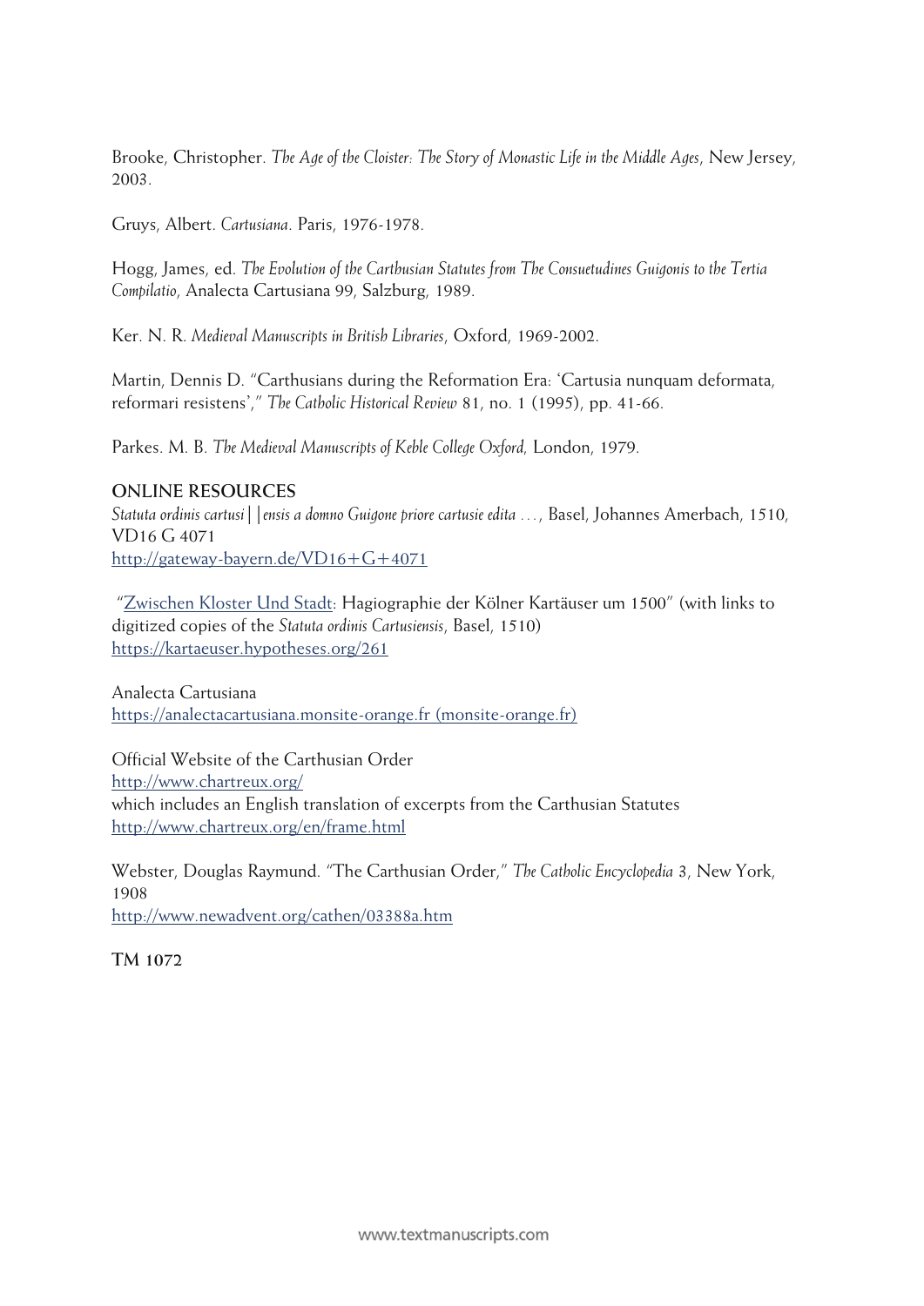Brooke, Christopher. *The Age of the Cloister: The Story of Monastic Life in the Middle Ages*, New Jersey, 2003.

Gruys, Albert. *Cartusiana*. Paris, 1976-1978.

Hogg, James, ed. *The Evolution of the Carthusian Statutes from The Consuetudines Guigonis to the Tertia Compilatio*, Analecta Cartusiana 99, Salzburg, 1989.

Ker. N. R. *Medieval Manuscripts in British Libraries*, Oxford, 1969-2002.

Martin, Dennis D. "Carthusians during the Reformation Era: 'Cartusia nunquam deformata, reformari resistens'," *The Catholic Historical Review* 81, no. 1 (1995), pp. 41-66.

Parkes. M. B. *The Medieval Manuscripts of Keble College Oxford,* London, 1979.

**ONLINE RESOURCES**

*Statuta ordinis cartusi||ensis a domno Guigone priore cartusie edita …*, Basel, Johannes Amerbach, 1510, VD16 G 4071
http://gateway-bayern.de/VD16+G+4071

"Zwischen Kloster Und Stadt: Hagiographie der Kölner Kartäuser um 1500" (with links to digitized copies of the *Statuta ordinis Cartusiensis*, Basel, 1510)
https://kartaeuser.hypotheses.org/261

Analecta Cartusiana
https://analectacartusiana.monsite-orange.fr (monsite-orange.fr)

Official Website of the Carthusian Order
http://www.chartreux.org/
which includes an English translation of excerpts from the Carthusian Statutes
http://www.chartreux.org/en/frame.html

Webster, Douglas Raymund. "The Carthusian Order," *The Catholic Encyclopedia* 3, New York, 1908
http://www.newadvent.org/cathen/03388a.htm

**TM 1072**